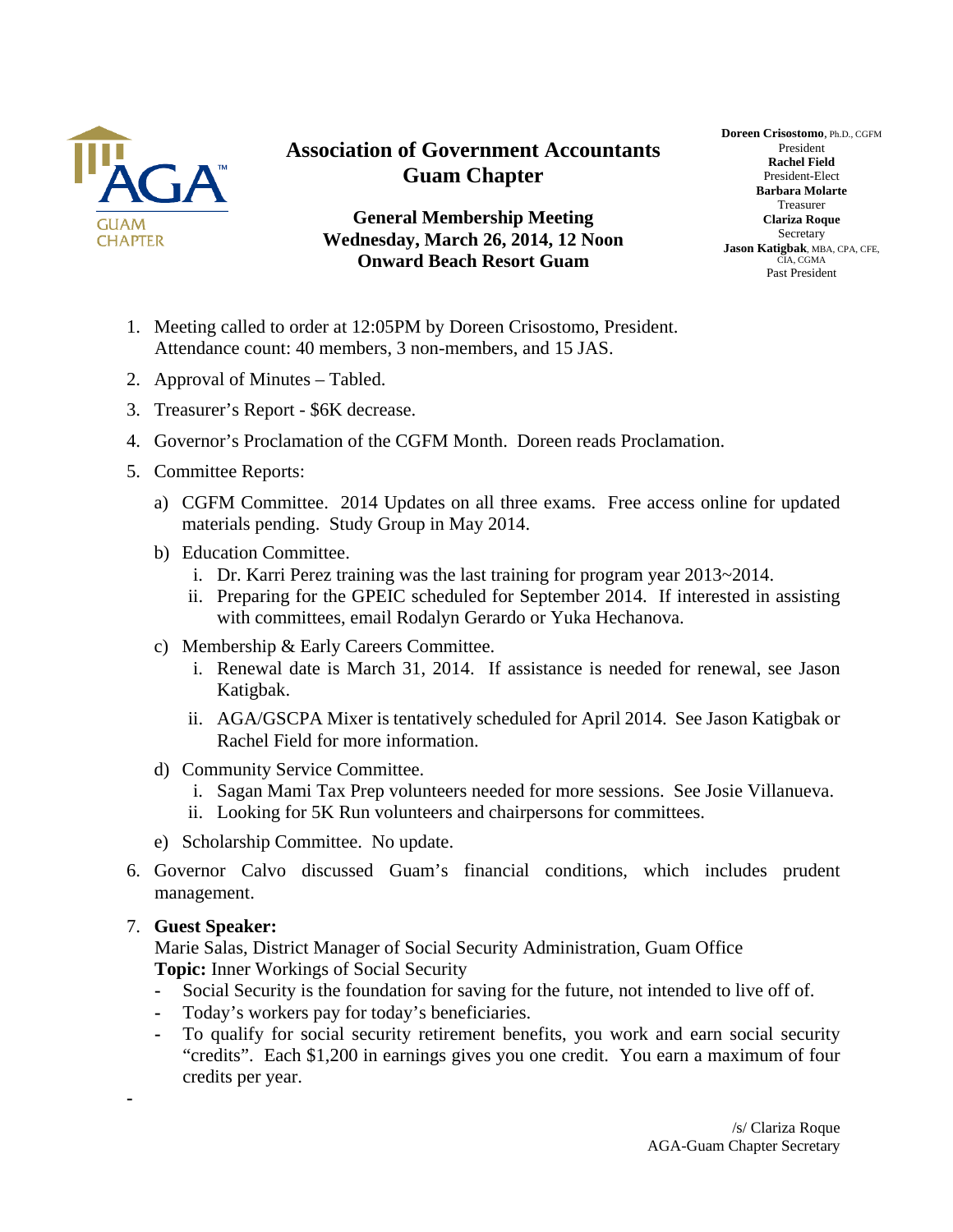GUAM CHAPTER

# Association of Government Accountants Guam Chapter

## General Membership Meeting
## Wednesday, March 26, 2014, 12 Noon
## Onward Beach Resort Guam

**Doreen Crisostomo**, Ph.D., CGFM
President
**Rachel Field**
President-Elect
**Barbara Molarte**
Treasurer
**Clariza Roque**
Secretary
**Jason Katigbak**, MBA, CPA, CFE, CIA, CGMA
Past President

1. Meeting called to order at 12:05PM by Doreen Crisostomo, President. Attendance count: 40 members, 3 non-members, and 15 JAS.
2. Approval of Minutes – Tabled.
3. Treasurer's Report - $6K decrease.
4. Governor's Proclamation of the CGFM Month. Doreen reads Proclamation.
5. Committee Reports:
   a) CGFM Committee. 2014 Updates on all three exams. Free access online for updated materials pending. Study Group in May 2014.
   b) Education Committee.
      i. Dr. Karri Perez training was the last training for program year 2013~2014.
      ii. Preparing for the GPEIC scheduled for September 2014. If interested in assisting with committees, email Rodalyn Gerardo or Yuka Hechanova.
   c) Membership & Early Careers Committee.
      i. Renewal date is March 31, 2014. If assistance is needed for renewal, see Jason Katigbak.
      ii. AGA/GSCPA Mixer is tentatively scheduled for April 2014. See Jason Katigbak or Rachel Field for more information.
   d) Community Service Committee.
      i. Sagan Mami Tax Prep volunteers needed for more sessions. See Josie Villanueva.
      ii. Looking for 5K Run volunteers and chairpersons for committees.
   e) Scholarship Committee. No update.
6. Governor Calvo discussed Guam's financial conditions, which includes prudent management.
7. **Guest Speaker:**
   Marie Salas, District Manager of Social Security Administration, Guam Office
   **Topic:** Inner Workings of Social Security
   - Social Security is the foundation for saving for the future, not intended to live off of.
   - Today's workers pay for today's beneficiaries.
   - To qualify for social security retirement benefits, you work and earn social security "credits". Each $1,200 in earnings gives you one credit. You earn a maximum of four credits per year.

-

/s/ Clariza Roque
AGA-Guam Chapter Secretary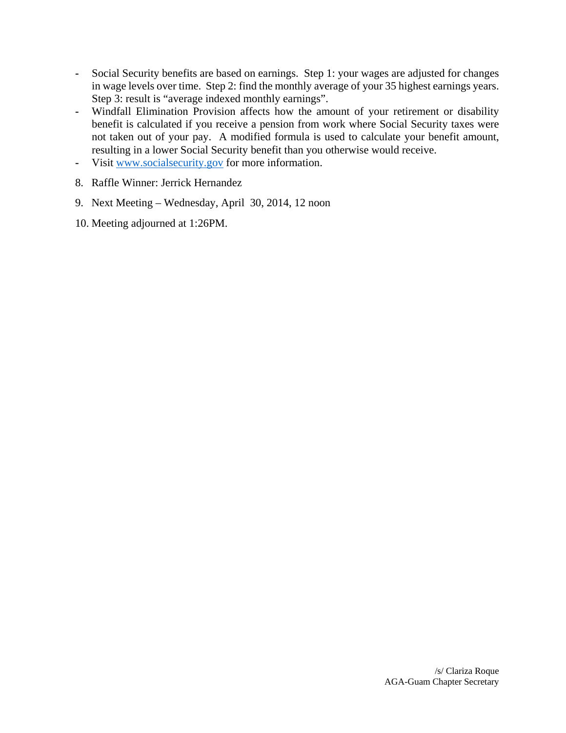- Social Security benefits are based on earnings. Step 1: your wages are adjusted for changes in wage levels over time. Step 2: find the monthly average of your 35 highest earnings years. Step 3: result is "average indexed monthly earnings".
- Windfall Elimination Provision affects how the amount of your retirement or disability benefit is calculated if you receive a pension from work where Social Security taxes were not taken out of your pay. A modified formula is used to calculate your benefit amount, resulting in a lower Social Security benefit than you otherwise would receive.
- Visit www.socialsecurity.gov for more information.

8. Raffle Winner: Jerrick Hernandez
9. Next Meeting – Wednesday, April 30, 2014, 12 noon
10. Meeting adjourned at 1:26PM.

/s/ Clariza Roque
AGA-Guam Chapter Secretary